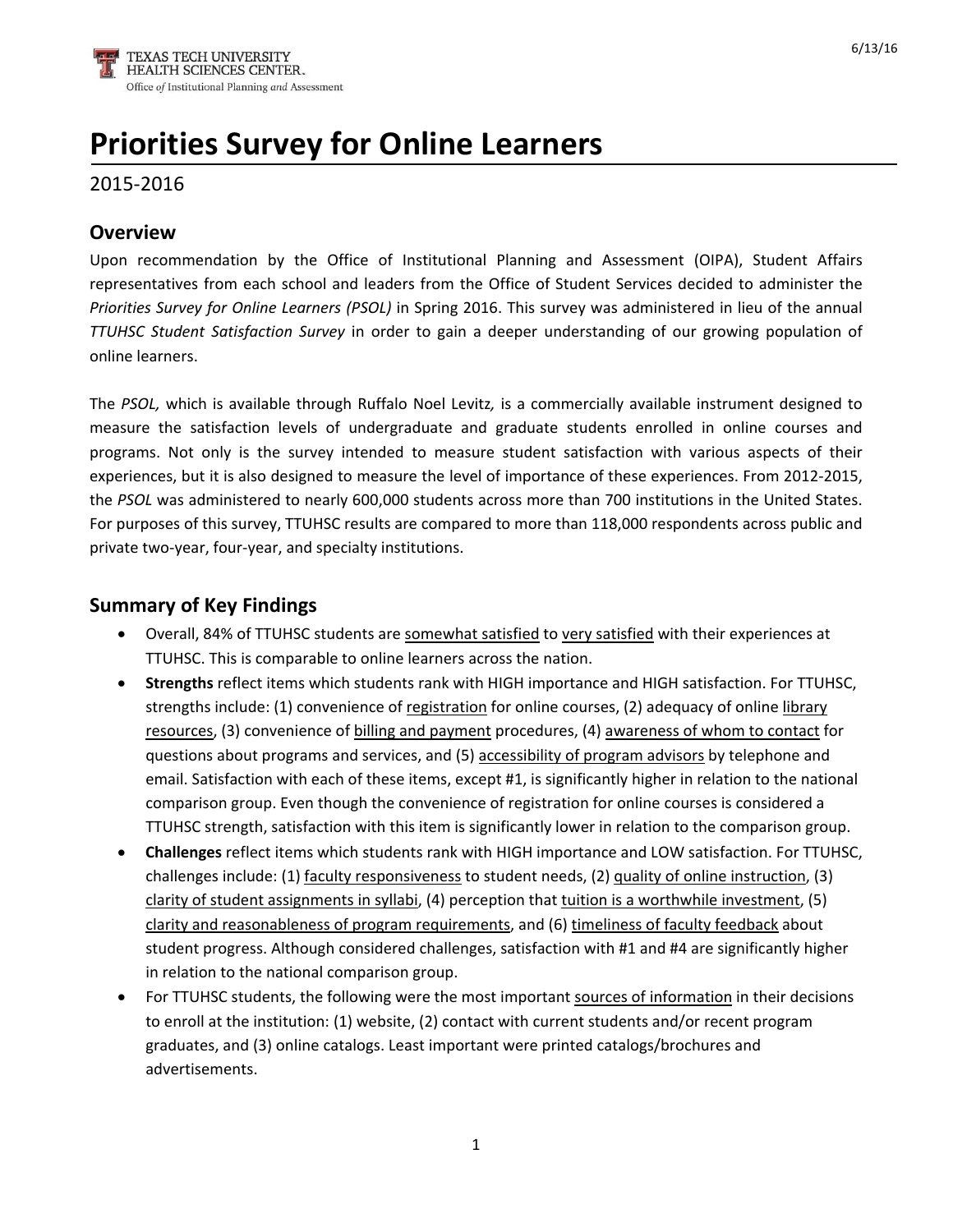Texas Tech University Health Sciences Center
Office of Institutional Planning and Assessment

# Priorities Survey for Online Learners

2015-2016

## Overview

Upon recommendation by the Office of Institutional Planning and Assessment (OIPA), Student Affairs representatives from each school and leaders from the Office of Student Services decided to administer the *Priorities Survey for Online Learners (PSOL)* in Spring 2016. This survey was administered in lieu of the annual *TTUHSC Student Satisfaction Survey* in order to gain a deeper understanding of our growing population of online learners.

The *PSOL,* which is available through Ruffalo Noel Levitz*,* is a commercially available instrument designed to measure the satisfaction levels of undergraduate and graduate students enrolled in online courses and programs. Not only is the survey intended to measure student satisfaction with various aspects of their experiences, but it is also designed to measure the level of importance of these experiences. From 2012-2015, the *PSOL* was administered to nearly 600,000 students across more than 700 institutions in the United States. For purposes of this survey, TTUHSC results are compared to more than 118,000 respondents across public and private two-year, four-year, and specialty institutions.

## Summary of Key Findings

- Overall, 84% of TTUHSC students are somewhat satisfied to very satisfied with their experiences at TTUHSC. This is comparable to online learners across the nation.
- **Strengths** reflect items which students rank with HIGH importance and HIGH satisfaction. For TTUHSC, strengths include: (1) convenience of registration for online courses, (2) adequacy of online library resources, (3) convenience of billing and payment procedures, (4) awareness of whom to contact for questions about programs and services, and (5) accessibility of program advisors by telephone and email. Satisfaction with each of these items, except #1, is significantly higher in relation to the national comparison group. Even though the convenience of registration for online courses is considered a TTUHSC strength, satisfaction with this item is significantly lower in relation to the comparison group.
- **Challenges** reflect items which students rank with HIGH importance and LOW satisfaction. For TTUHSC, challenges include: (1) faculty responsiveness to student needs, (2) quality of online instruction, (3) clarity of student assignments in syllabi, (4) perception that tuition is a worthwhile investment, (5) clarity and reasonableness of program requirements, and (6) timeliness of faculty feedback about student progress. Although considered challenges, satisfaction with #1 and #4 are significantly higher in relation to the national comparison group.
- For TTUHSC students, the following were the most important sources of information in their decisions to enroll at the institution: (1) website, (2) contact with current students and/or recent program graduates, and (3) online catalogs. Least important were printed catalogs/brochures and advertisements.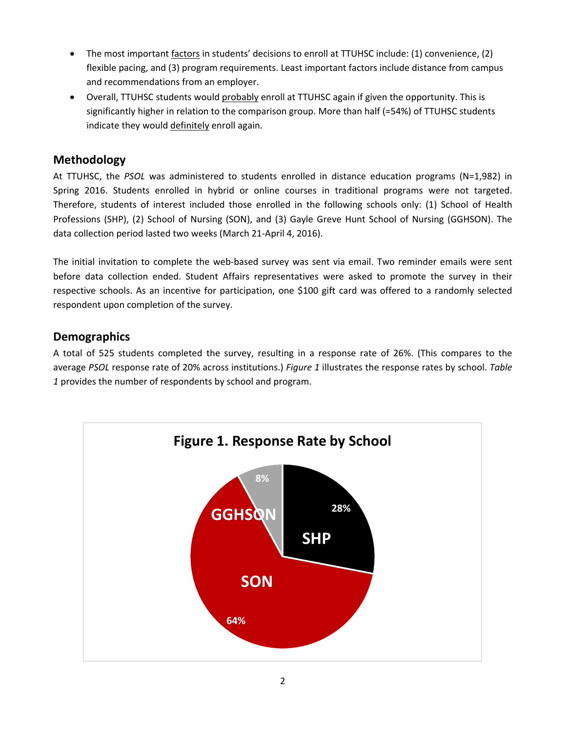- The most important factors in students' decisions to enroll at TTUHSC include: (1) convenience, (2) flexible pacing, and (3) program requirements. Least important factors include distance from campus and recommendations from an employer.
- Overall, TTUHSC students would probably enroll at TTUHSC again if given the opportunity. This is significantly higher in relation to the comparison group. More than half (=54%) of TTUHSC students indicate they would definitely enroll again.

## Methodology

At TTUHSC, the *PSOL* was administered to students enrolled in distance education programs (N=1,982) in Spring 2016. Students enrolled in hybrid or online courses in traditional programs were not targeted. Therefore, students of interest included those enrolled in the following schools only: (1) School of Health Professions (SHP), (2) School of Nursing (SON), and (3) Gayle Greve Hunt School of Nursing (GGHSON). The data collection period lasted two weeks (March 21-April 4, 2016).

The initial invitation to complete the web-based survey was sent via email. Two reminder emails were sent before data collection ended. Student Affairs representatives were asked to promote the survey in their respective schools. As an incentive for participation, one $100 gift card was offered to a randomly selected respondent upon completion of the survey.

## Demographics

A total of 525 students completed the survey, resulting in a response rate of 26%. (This compares to the average *PSOL* response rate of 20% across institutions.) *Figure 1* illustrates the response rates by school. *Table 1* provides the number of respondents by school and program.

**Figure 1. Response Rate by School**

SHP 28%
SON 64%
GGHSON 8%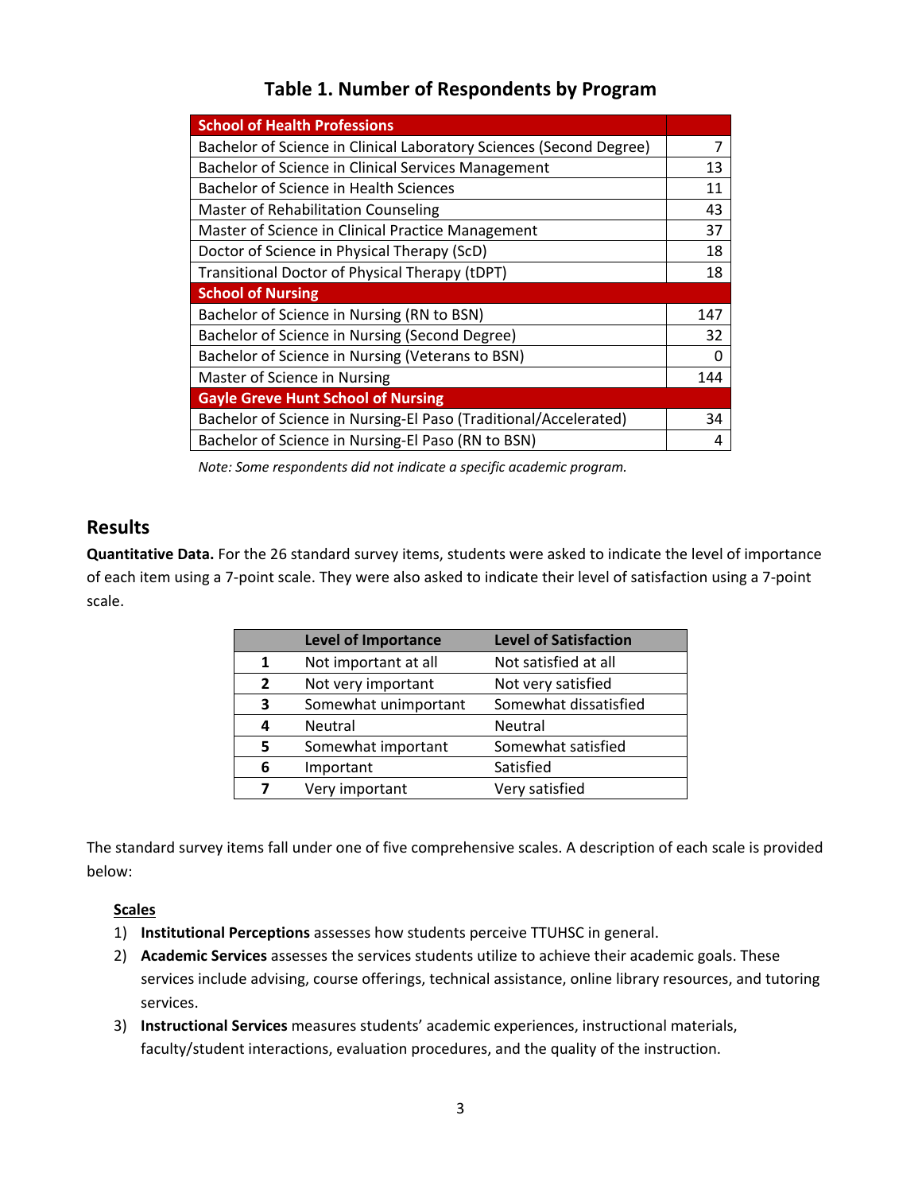## Table 1. Number of Respondents by Program

| School of Health Professions | |
|---|---|
| Bachelor of Science in Clinical Laboratory Sciences (Second Degree) | 7 |
| Bachelor of Science in Clinical Services Management | 13 |
| Bachelor of Science in Health Sciences | 11 |
| Master of Rehabilitation Counseling | 43 |
| Master of Science in Clinical Practice Management | 37 |
| Doctor of Science in Physical Therapy (ScD) | 18 |
| Transitional Doctor of Physical Therapy (tDPT) | 18 |
| **School of Nursing** | |
| Bachelor of Science in Nursing (RN to BSN) | 147 |
| Bachelor of Science in Nursing (Second Degree) | 32 |
| Bachelor of Science in Nursing (Veterans to BSN) | 0 |
| Master of Science in Nursing | 144 |
| **Gayle Greve Hunt School of Nursing** | |
| Bachelor of Science in Nursing-El Paso (Traditional/Accelerated) | 34 |
| Bachelor of Science in Nursing-El Paso (RN to BSN) | 4 |

*Note: Some respondents did not indicate a specific academic program.*

## Results

**Quantitative Data.** For the 26 standard survey items, students were asked to indicate the level of importance of each item using a 7-point scale. They were also asked to indicate their level of satisfaction using a 7-point scale.

| | Level of Importance | Level of Satisfaction |
|---|---|---|
| **1** | Not important at all | Not satisfied at all |
| **2** | Not very important | Not very satisfied |
| **3** | Somewhat unimportant | Somewhat dissatisfied |
| **4** | Neutral | Neutral |
| **5** | Somewhat important | Somewhat satisfied |
| **6** | Important | Satisfied |
| **7** | Very important | Very satisfied |

The standard survey items fall under one of five comprehensive scales. A description of each scale is provided below:

**Scales**

1) **Institutional Perceptions** assesses how students perceive TTUHSC in general.
2) **Academic Services** assesses the services students utilize to achieve their academic goals. These services include advising, course offerings, technical assistance, online library resources, and tutoring services.
3) **Instructional Services** measures students' academic experiences, instructional materials, faculty/student interactions, evaluation procedures, and the quality of the instruction.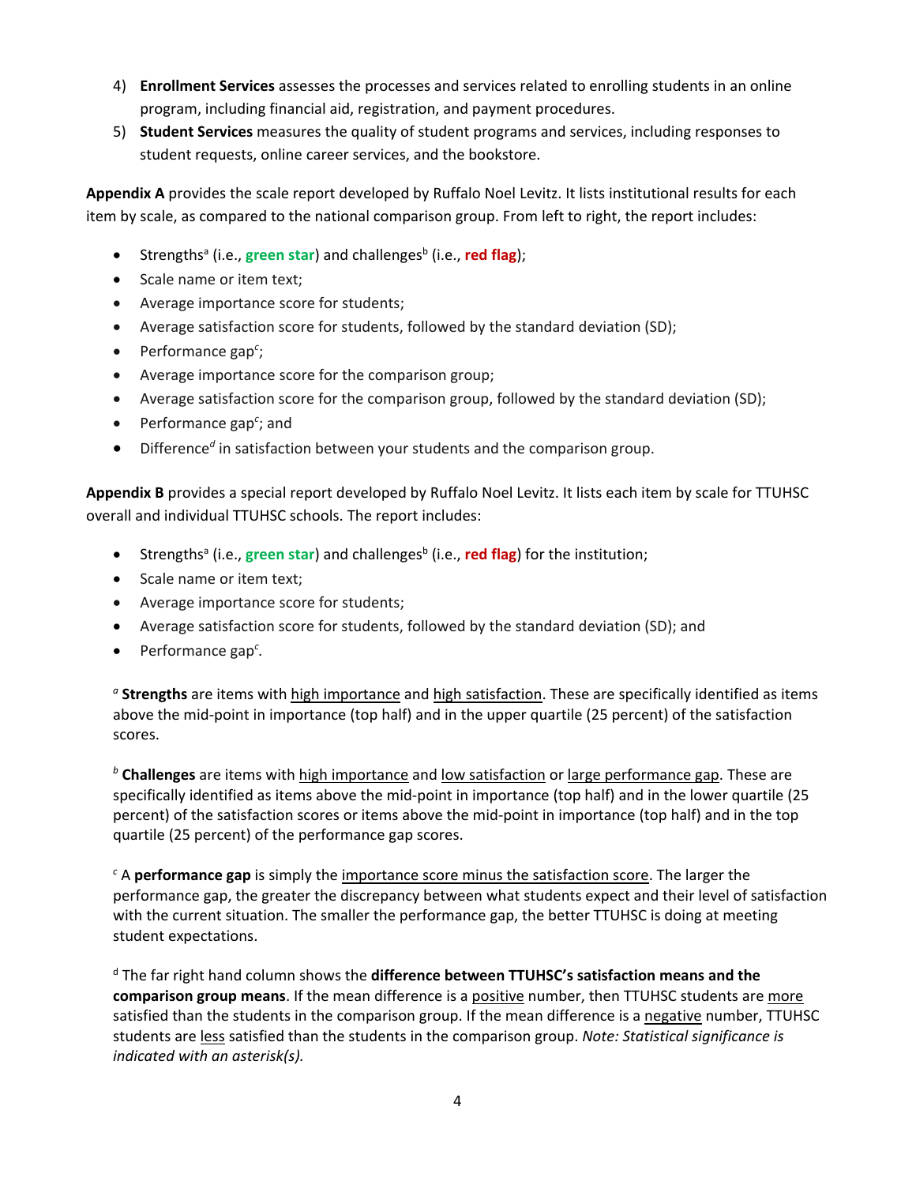4) **Enrollment Services** assesses the processes and services related to enrolling students in an online program, including financial aid, registration, and payment procedures.
5) **Student Services** measures the quality of student programs and services, including responses to student requests, online career services, and the bookstore.

**Appendix A** provides the scale report developed by Ruffalo Noel Levitz. It lists institutional results for each item by scale, as compared to the national comparison group. From left to right, the report includes:

- Strengths[a] (i.e., **green star**) and challenges[b] (i.e., **red flag**);
- Scale name or item text;
- Average importance score for students;
- Average satisfaction score for students, followed by the standard deviation (SD);
- Performance gap[c];
- Average importance score for the comparison group;
- Average satisfaction score for the comparison group, followed by the standard deviation (SD);
- Performance gap[c]; and
- Difference[d] in satisfaction between your students and the comparison group.

**Appendix B** provides a special report developed by Ruffalo Noel Levitz. It lists each item by scale for TTUHSC overall and individual TTUHSC schools. The report includes:

- Strengths[a] (i.e., **green star**) and challenges[b] (i.e., **red flag**) for the institution;
- Scale name or item text;
- Average importance score for students;
- Average satisfaction score for students, followed by the standard deviation (SD); and
- Performance gap[c].

[a] **Strengths** are items with high importance and high satisfaction. These are specifically identified as items above the mid-point in importance (top half) and in the upper quartile (25 percent) of the satisfaction scores.

[b] **Challenges** are items with high importance and low satisfaction or large performance gap. These are specifically identified as items above the mid-point in importance (top half) and in the lower quartile (25 percent) of the satisfaction scores or items above the mid-point in importance (top half) and in the top quartile (25 percent) of the performance gap scores.

[c] A **performance gap** is simply the importance score minus the satisfaction score. The larger the performance gap, the greater the discrepancy between what students expect and their level of satisfaction with the current situation. The smaller the performance gap, the better TTUHSC is doing at meeting student expectations.

[d] The far right hand column shows the **difference between TTUHSC's satisfaction means and the comparison group means**. If the mean difference is a positive number, then TTUHSC students are more satisfied than the students in the comparison group. If the mean difference is a negative number, TTUHSC students are less satisfied than the students in the comparison group. *Note: Statistical significance is indicated with an asterisk(s).*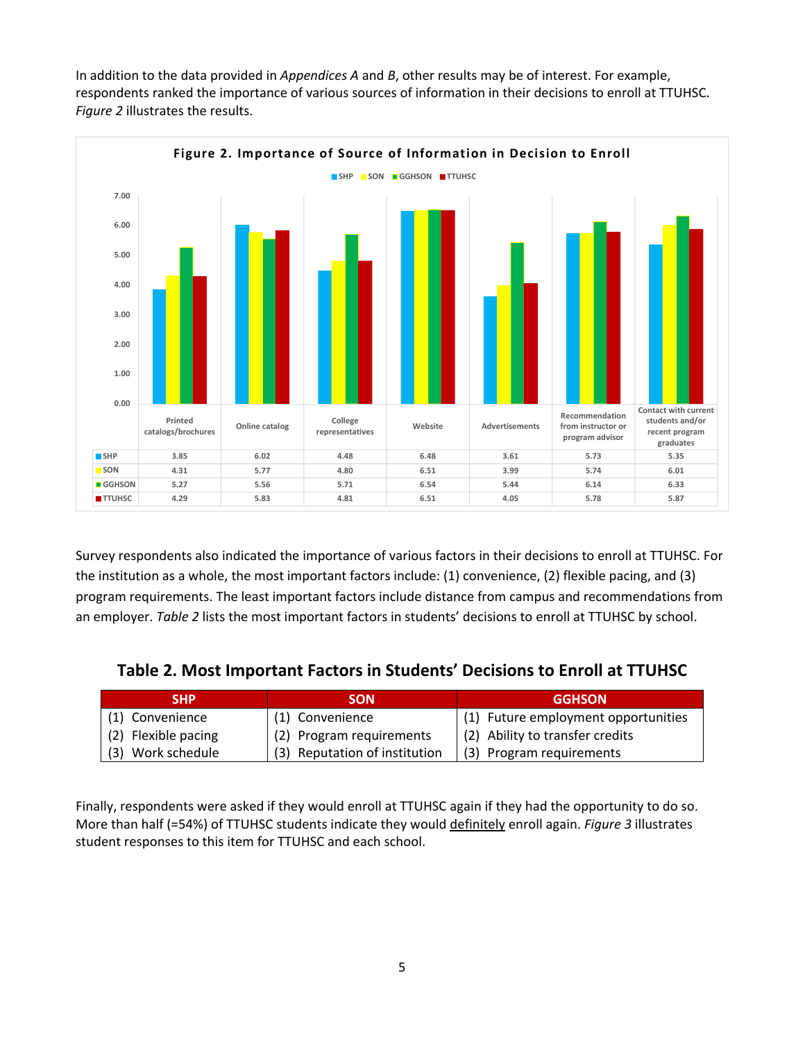In addition to the data provided in *Appendices A* and *B*, other results may be of interest. For example, respondents ranked the importance of various sources of information in their decisions to enroll at TTUHSC. *Figure 2* illustrates the results.

**Figure 2. Importance of Source of Information in Decision to Enroll**

| | Printed catalogs/brochures | Online catalog | College representatives | Website | Advertisements | Recommendation from instructor or program advisor | Contact with current students and/or recent program graduates |
|---|---|---|---|---|---|---|---|
| SHP | 3.85 | 6.02 | 4.48 | 6.48 | 3.61 | 5.73 | 5.35 |
| SON | 4.31 | 5.77 | 4.80 | 6.51 | 3.99 | 5.74 | 6.01 |
| GGHSON | 5.27 | 5.56 | 5.71 | 6.54 | 5.44 | 6.14 | 6.33 |
| TTUHSC | 4.29 | 5.83 | 4.81 | 6.51 | 4.05 | 5.78 | 5.87 |

Survey respondents also indicated the importance of various factors in their decisions to enroll at TTUHSC. For the institution as a whole, the most important factors include: (1) convenience, (2) flexible pacing, and (3) program requirements. The least important factors include distance from campus and recommendations from an employer. *Table 2* lists the most important factors in students' decisions to enroll at TTUHSC by school.

**Table 2. Most Important Factors in Students' Decisions to Enroll at TTUHSC**

| SHP | SON | GGHSON |
|---|---|---|
| (1) Convenience | (1) Convenience | (1) Future employment opportunities |
| (2) Flexible pacing | (2) Program requirements | (2) Ability to transfer credits |
| (3) Work schedule | (3) Reputation of institution | (3) Program requirements |

Finally, respondents were asked if they would enroll at TTUHSC again if they had the opportunity to do so. More than half (=54%) of TTUHSC students indicate they would <u>definitely</u> enroll again. *Figure 3* illustrates student responses to this item for TTUHSC and each school.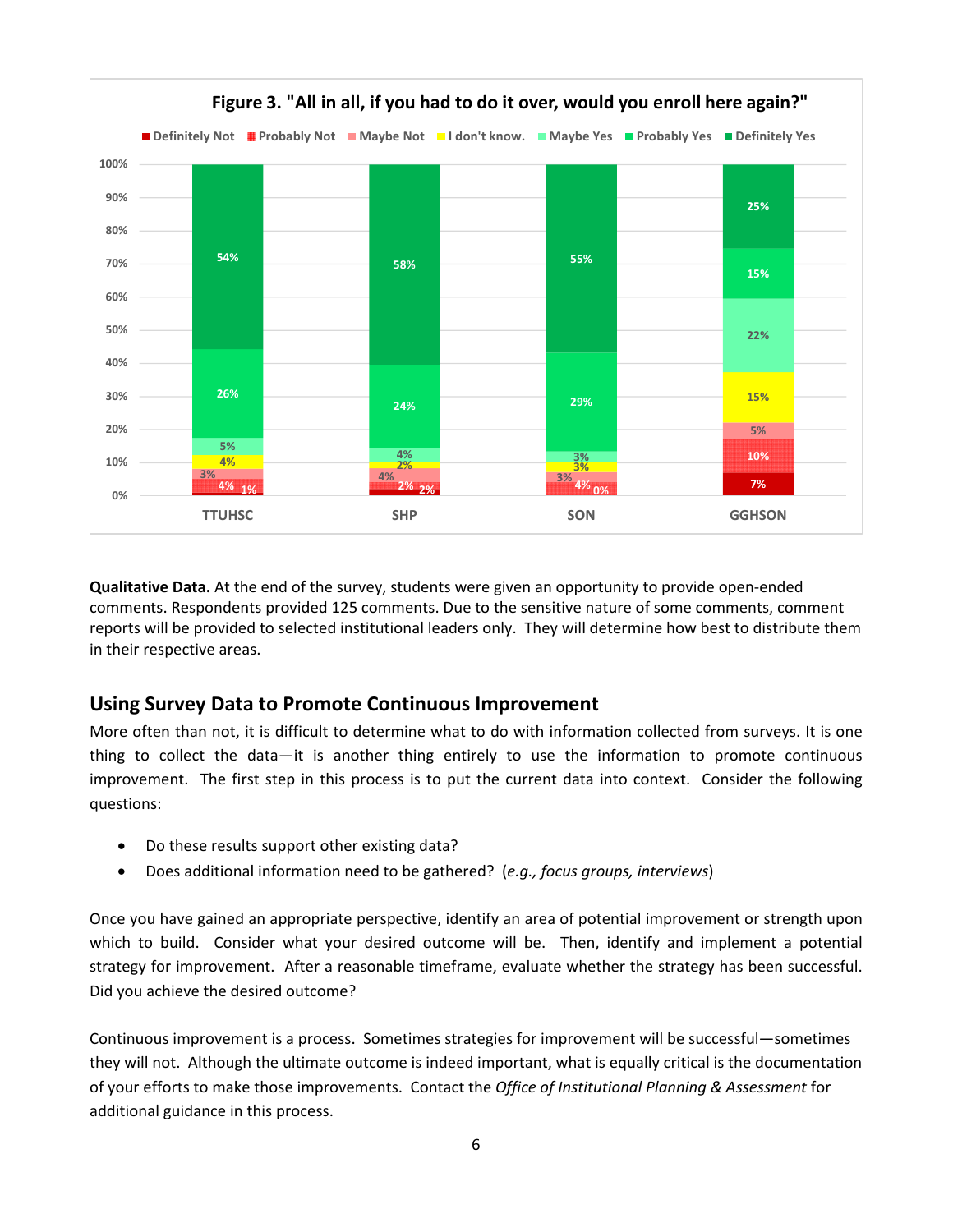**Figure 3. "All in all, if you had to do it over, would you enroll here again?"**

| | TTUHSC | SHP | SON | GGHSON |
|---|---|---|---|---|
| Definitely Not | 1% | 2% | 0% | 7% |
| Probably Not | 4% | 2% | 4% | 10% |
| Maybe Not | 3% | 4% | 3% | 5% |
| I don't know. | 4% | 2% | 3% | 15% |
| Maybe Yes | 5% | 4% | 3% | 22% |
| Probably Yes | 26% | 24% | 29% | 15% |
| Definitely Yes | 54% | 58% | 55% | 25% |

**Qualitative Data.** At the end of the survey, students were given an opportunity to provide open-ended comments. Respondents provided 125 comments. Due to the sensitive nature of some comments, comment reports will be provided to selected institutional leaders only. They will determine how best to distribute them in their respective areas.

## Using Survey Data to Promote Continuous Improvement

More often than not, it is difficult to determine what to do with information collected from surveys. It is one thing to collect the data—it is another thing entirely to use the information to promote continuous improvement. The first step in this process is to put the current data into context. Consider the following questions:

- Do these results support other existing data?
- Does additional information need to be gathered? (*e.g., focus groups, interviews*)

Once you have gained an appropriate perspective, identify an area of potential improvement or strength upon which to build. Consider what your desired outcome will be. Then, identify and implement a potential strategy for improvement. After a reasonable timeframe, evaluate whether the strategy has been successful. Did you achieve the desired outcome?

Continuous improvement is a process. Sometimes strategies for improvement will be successful—sometimes they will not. Although the ultimate outcome is indeed important, what is equally critical is the documentation of your efforts to make those improvements. Contact the *Office of Institutional Planning & Assessment* for additional guidance in this process.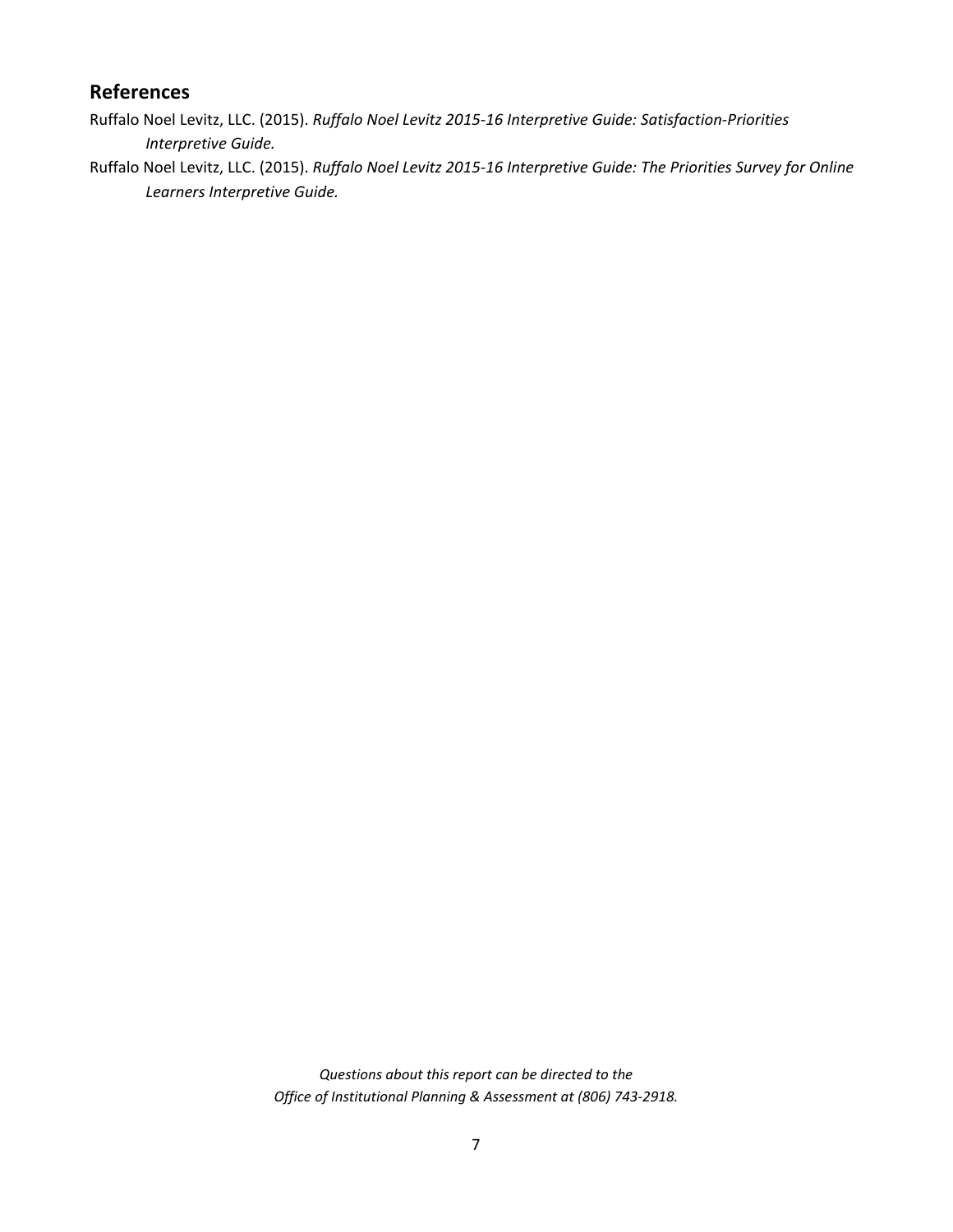## References

Ruffalo Noel Levitz, LLC. (2015). *Ruffalo Noel Levitz 2015-16 Interpretive Guide: Satisfaction-Priorities Interpretive Guide.*

Ruffalo Noel Levitz, LLC. (2015). *Ruffalo Noel Levitz 2015-16 Interpretive Guide: The Priorities Survey for Online Learners Interpretive Guide.*

*Questions about this report can be directed to the Office of Institutional Planning & Assessment at (806) 743-2918.*